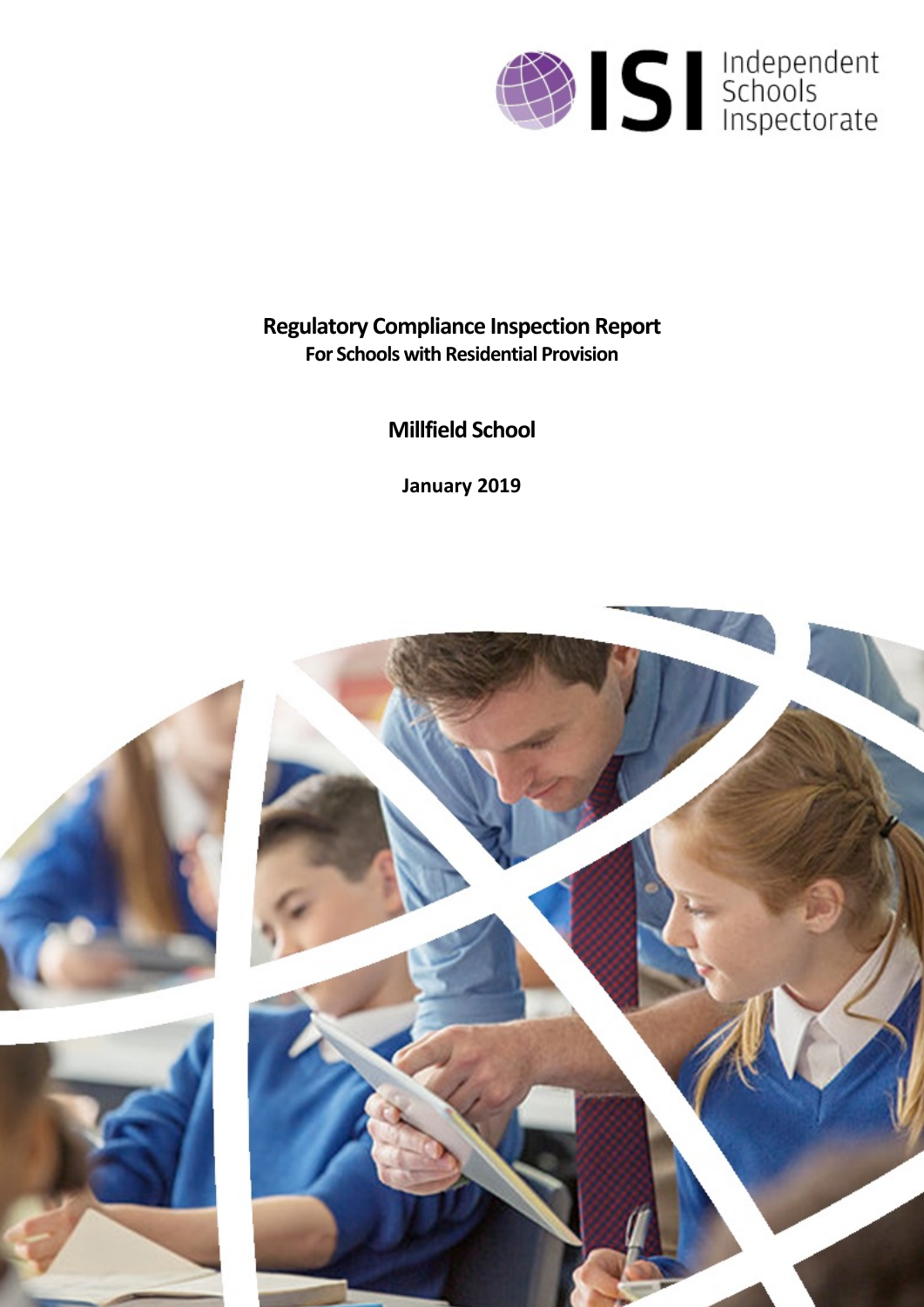Independent Schools Inspectorate

# Regulatory Compliance Inspection Report

**For Schools with Residential Provision**

## Millfield School

**January 2019**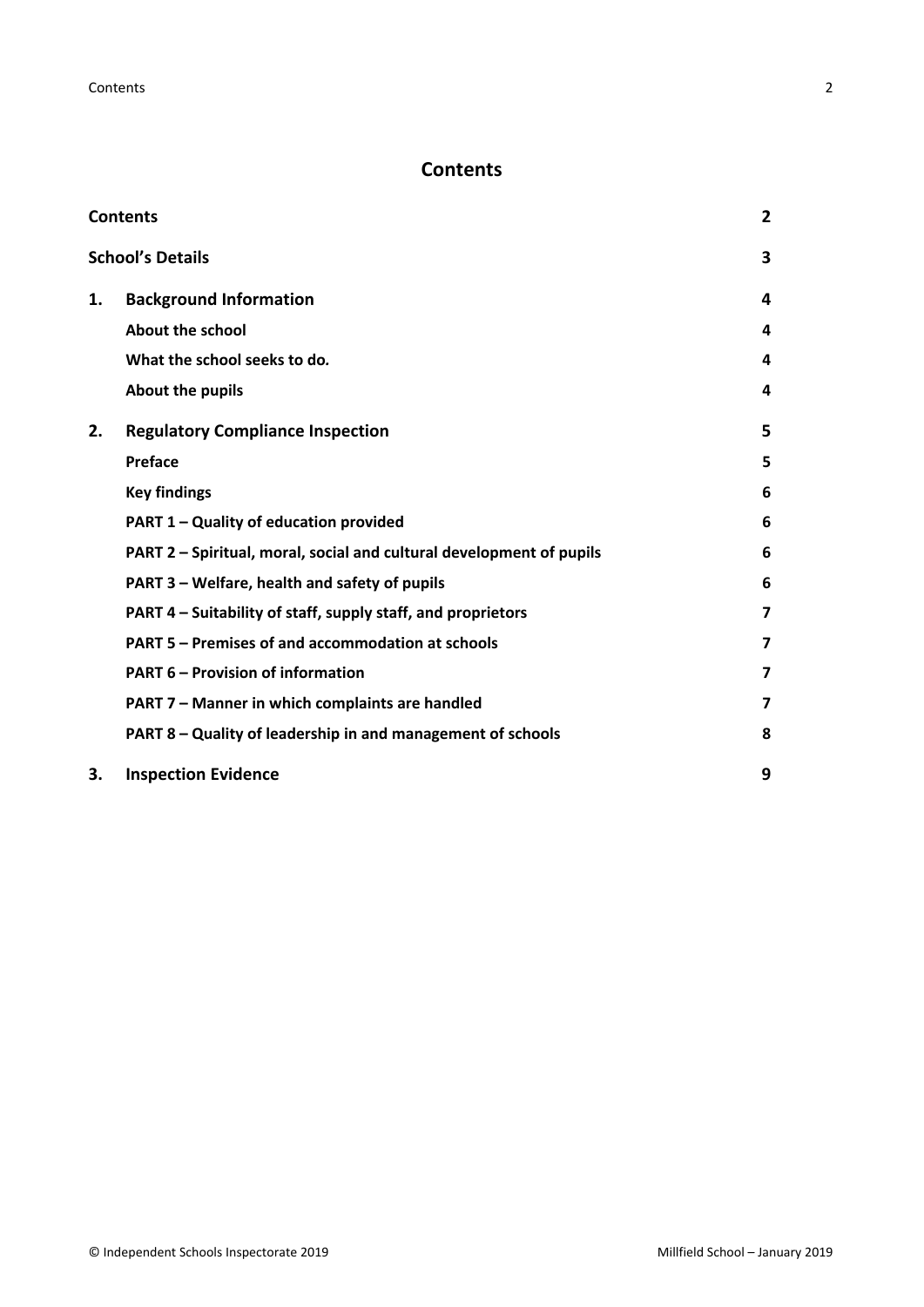# Contents

| | | |
|---|---|---|
| **Contents** | | **2** |
| **School's Details** | | **3** |
| **1.** | **Background Information** | **4** |
| | **About the school** | **4** |
| | **What the school seeks to do.** | **4** |
| | **About the pupils** | **4** |
| **2.** | **Regulatory Compliance Inspection** | **5** |
| | **Preface** | **5** |
| | **Key findings** | **6** |
| | **PART 1 – Quality of education provided** | **6** |
| | **PART 2 – Spiritual, moral, social and cultural development of pupils** | **6** |
| | **PART 3 – Welfare, health and safety of pupils** | **6** |
| | **PART 4 – Suitability of staff, supply staff, and proprietors** | **7** |
| | **PART 5 – Premises of and accommodation at schools** | **7** |
| | **PART 6 – Provision of information** | **7** |
| | **PART 7 – Manner in which complaints are handled** | **7** |
| | **PART 8 – Quality of leadership in and management of schools** | **8** |
| **3.** | **Inspection Evidence** | **9** |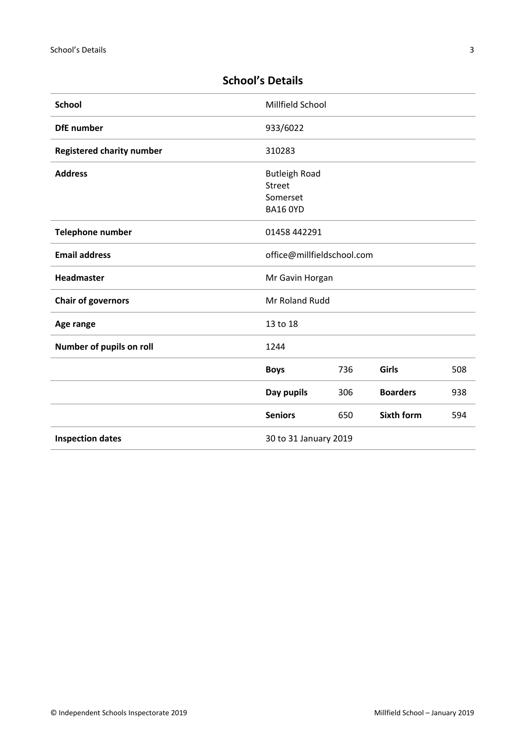## School's Details

| | | | | |
|---|---|---|---|---|
| **School** | Millfield School | | | |
| **DfE number** | 933/6022 | | | |
| **Registered charity number** | 310283 | | | |
| **Address** | Butleigh Road<br>Street<br>Somerset<br>BA16 0YD | | | |
| **Telephone number** | 01458 442291 | | | |
| **Email address** | office@millfieldschool.com | | | |
| **Headmaster** | Mr Gavin Horgan | | | |
| **Chair of governors** | Mr Roland Rudd | | | |
| **Age range** | 13 to 18 | | | |
| **Number of pupils on roll** | 1244 | | | |
| | **Boys** | 736 | **Girls** | 508 |
| | **Day pupils** | 306 | **Boarders** | 938 |
| | **Seniors** | 650 | **Sixth form** | 594 |
| **Inspection dates** | 30 to 31 January 2019 | | | |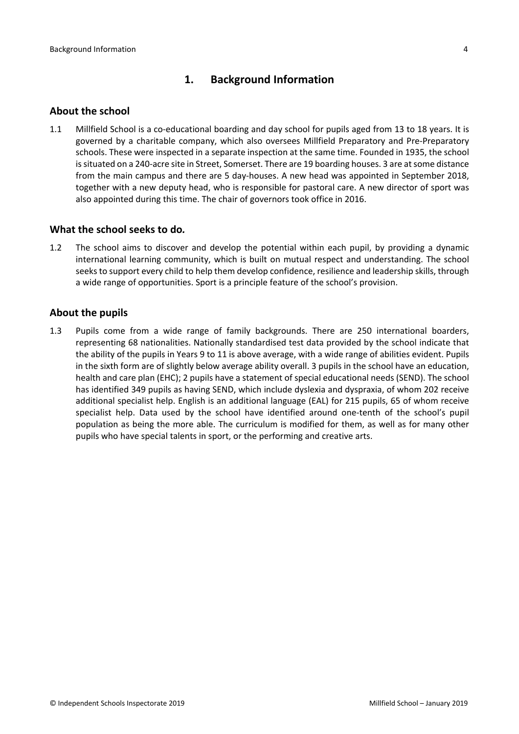## 1. Background Information

### About the school

1.1 Millfield School is a co-educational boarding and day school for pupils aged from 13 to 18 years. It is governed by a charitable company, which also oversees Millfield Preparatory and Pre-Preparatory schools. These were inspected in a separate inspection at the same time. Founded in 1935, the school is situated on a 240-acre site in Street, Somerset. There are 19 boarding houses. 3 are at some distance from the main campus and there are 5 day-houses. A new head was appointed in September 2018, together with a new deputy head, who is responsible for pastoral care. A new director of sport was also appointed during this time. The chair of governors took office in 2016.

### What the school seeks to do.

1.2 The school aims to discover and develop the potential within each pupil, by providing a dynamic international learning community, which is built on mutual respect and understanding. The school seeks to support every child to help them develop confidence, resilience and leadership skills, through a wide range of opportunities. Sport is a principle feature of the school's provision.

### About the pupils

1.3 Pupils come from a wide range of family backgrounds. There are 250 international boarders, representing 68 nationalities. Nationally standardised test data provided by the school indicate that the ability of the pupils in Years 9 to 11 is above average, with a wide range of abilities evident. Pupils in the sixth form are of slightly below average ability overall. 3 pupils in the school have an education, health and care plan (EHC); 2 pupils have a statement of special educational needs (SEND). The school has identified 349 pupils as having SEND, which include dyslexia and dyspraxia, of whom 202 receive additional specialist help. English is an additional language (EAL) for 215 pupils, 65 of whom receive specialist help. Data used by the school have identified around one-tenth of the school's pupil population as being the more able. The curriculum is modified for them, as well as for many other pupils who have special talents in sport, or the performing and creative arts.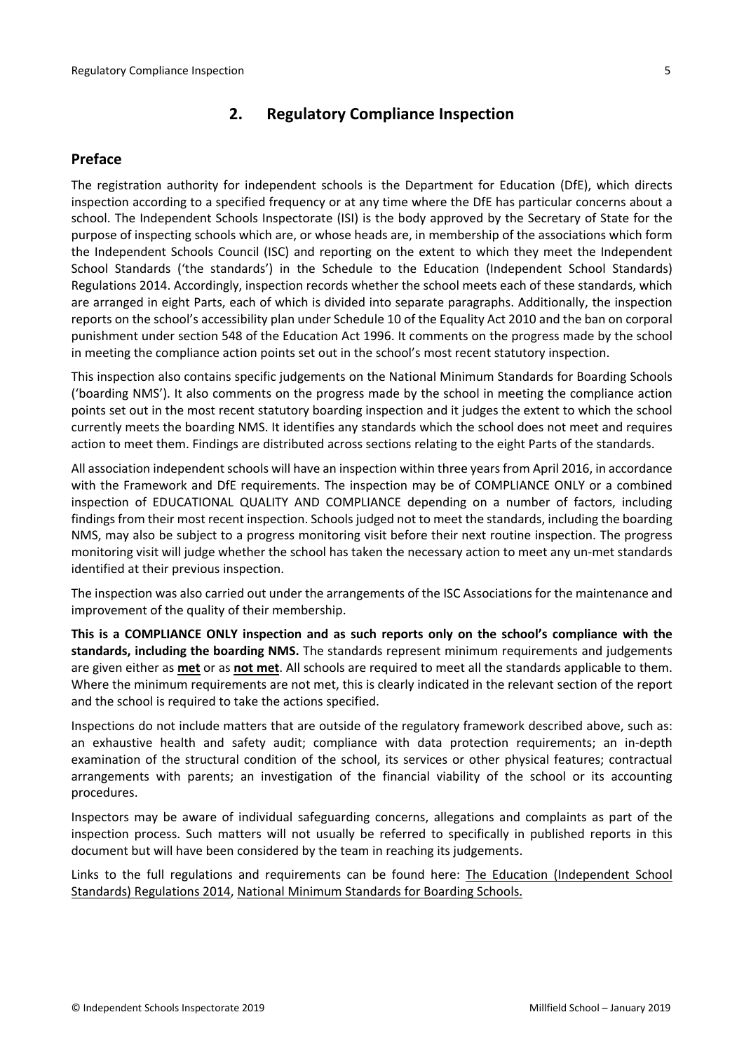## 2. Regulatory Compliance Inspection

### Preface

The registration authority for independent schools is the Department for Education (DfE), which directs inspection according to a specified frequency or at any time where the DfE has particular concerns about a school. The Independent Schools Inspectorate (ISI) is the body approved by the Secretary of State for the purpose of inspecting schools which are, or whose heads are, in membership of the associations which form the Independent Schools Council (ISC) and reporting on the extent to which they meet the Independent School Standards ('the standards') in the Schedule to the Education (Independent School Standards) Regulations 2014. Accordingly, inspection records whether the school meets each of these standards, which are arranged in eight Parts, each of which is divided into separate paragraphs. Additionally, the inspection reports on the school's accessibility plan under Schedule 10 of the Equality Act 2010 and the ban on corporal punishment under section 548 of the Education Act 1996. It comments on the progress made by the school in meeting the compliance action points set out in the school's most recent statutory inspection.

This inspection also contains specific judgements on the National Minimum Standards for Boarding Schools ('boarding NMS'). It also comments on the progress made by the school in meeting the compliance action points set out in the most recent statutory boarding inspection and it judges the extent to which the school currently meets the boarding NMS. It identifies any standards which the school does not meet and requires action to meet them. Findings are distributed across sections relating to the eight Parts of the standards.

All association independent schools will have an inspection within three years from April 2016, in accordance with the Framework and DfE requirements. The inspection may be of COMPLIANCE ONLY or a combined inspection of EDUCATIONAL QUALITY AND COMPLIANCE depending on a number of factors, including findings from their most recent inspection. Schools judged not to meet the standards, including the boarding NMS, may also be subject to a progress monitoring visit before their next routine inspection. The progress monitoring visit will judge whether the school has taken the necessary action to meet any un-met standards identified at their previous inspection.

The inspection was also carried out under the arrangements of the ISC Associations for the maintenance and improvement of the quality of their membership.

**This is a COMPLIANCE ONLY inspection and as such reports only on the school's compliance with the standards, including the boarding NMS.** The standards represent minimum requirements and judgements are given either as **met** or as **not met**. All schools are required to meet all the standards applicable to them. Where the minimum requirements are not met, this is clearly indicated in the relevant section of the report and the school is required to take the actions specified.

Inspections do not include matters that are outside of the regulatory framework described above, such as: an exhaustive health and safety audit; compliance with data protection requirements; an in-depth examination of the structural condition of the school, its services or other physical features; contractual arrangements with parents; an investigation of the financial viability of the school or its accounting procedures.

Inspectors may be aware of individual safeguarding concerns, allegations and complaints as part of the inspection process. Such matters will not usually be referred to specifically in published reports in this document but will have been considered by the team in reaching its judgements.

Links to the full regulations and requirements can be found here: The Education (Independent School Standards) Regulations 2014, National Minimum Standards for Boarding Schools.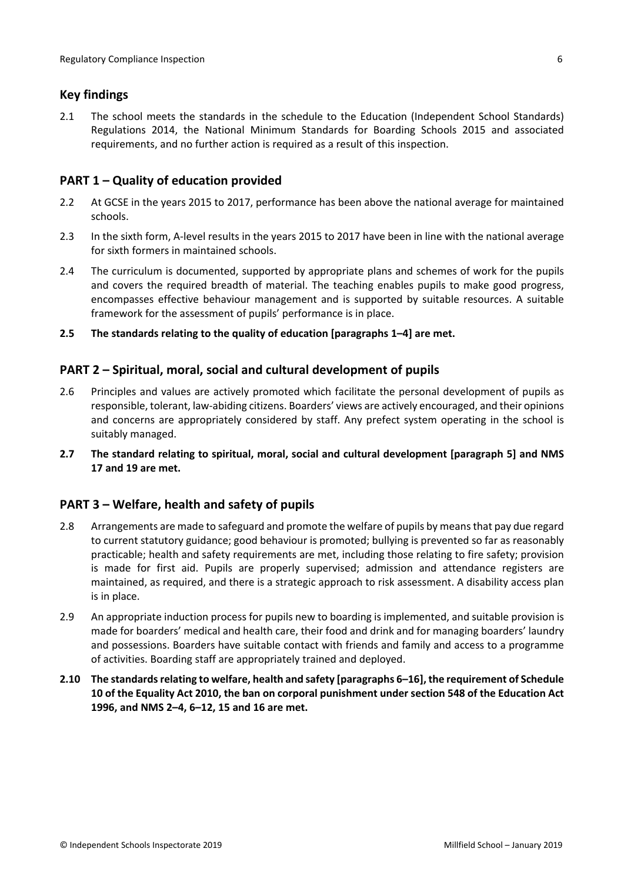## Key findings

2.1 The school meets the standards in the schedule to the Education (Independent School Standards) Regulations 2014, the National Minimum Standards for Boarding Schools 2015 and associated requirements, and no further action is required as a result of this inspection.

## PART 1 – Quality of education provided

2.2 At GCSE in the years 2015 to 2017, performance has been above the national average for maintained schools.

2.3 In the sixth form, A-level results in the years 2015 to 2017 have been in line with the national average for sixth formers in maintained schools.

2.4 The curriculum is documented, supported by appropriate plans and schemes of work for the pupils and covers the required breadth of material. The teaching enables pupils to make good progress, encompasses effective behaviour management and is supported by suitable resources. A suitable framework for the assessment of pupils' performance is in place.

**2.5 The standards relating to the quality of education [paragraphs 1–4] are met.**

## PART 2 – Spiritual, moral, social and cultural development of pupils

2.6 Principles and values are actively promoted which facilitate the personal development of pupils as responsible, tolerant, law-abiding citizens. Boarders' views are actively encouraged, and their opinions and concerns are appropriately considered by staff. Any prefect system operating in the school is suitably managed.

**2.7 The standard relating to spiritual, moral, social and cultural development [paragraph 5] and NMS 17 and 19 are met.**

## PART 3 – Welfare, health and safety of pupils

2.8 Arrangements are made to safeguard and promote the welfare of pupils by means that pay due regard to current statutory guidance; good behaviour is promoted; bullying is prevented so far as reasonably practicable; health and safety requirements are met, including those relating to fire safety; provision is made for first aid. Pupils are properly supervised; admission and attendance registers are maintained, as required, and there is a strategic approach to risk assessment. A disability access plan is in place.

2.9 An appropriate induction process for pupils new to boarding is implemented, and suitable provision is made for boarders' medical and health care, their food and drink and for managing boarders' laundry and possessions. Boarders have suitable contact with friends and family and access to a programme of activities. Boarding staff are appropriately trained and deployed.

**2.10 The standards relating to welfare, health and safety [paragraphs 6–16], the requirement of Schedule 10 of the Equality Act 2010, the ban on corporal punishment under section 548 of the Education Act 1996, and NMS 2–4, 6–12, 15 and 16 are met.**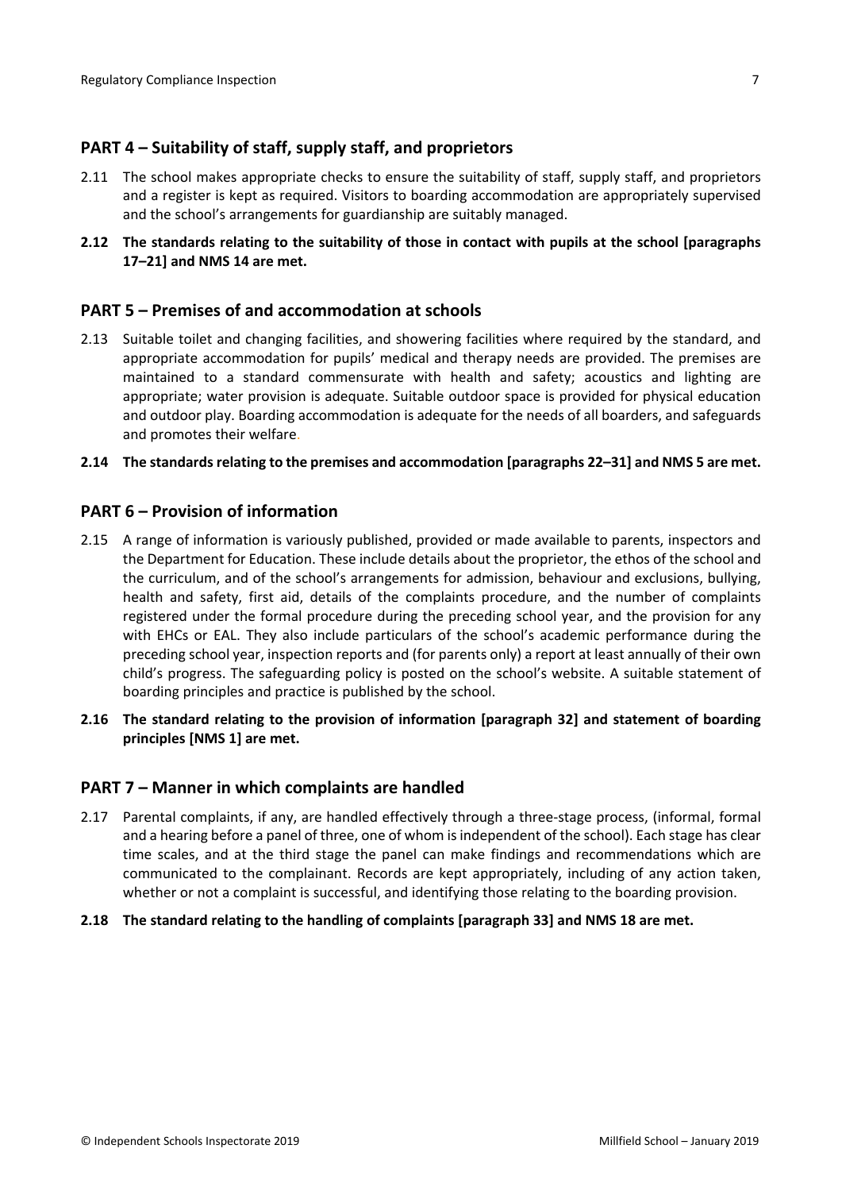## PART 4 – Suitability of staff, supply staff, and proprietors

2.11 The school makes appropriate checks to ensure the suitability of staff, supply staff, and proprietors and a register is kept as required. Visitors to boarding accommodation are appropriately supervised and the school's arrangements for guardianship are suitably managed.

**2.12 The standards relating to the suitability of those in contact with pupils at the school [paragraphs 17–21] and NMS 14 are met.**

## PART 5 – Premises of and accommodation at schools

2.13 Suitable toilet and changing facilities, and showering facilities where required by the standard, and appropriate accommodation for pupils' medical and therapy needs are provided. The premises are maintained to a standard commensurate with health and safety; acoustics and lighting are appropriate; water provision is adequate. Suitable outdoor space is provided for physical education and outdoor play. Boarding accommodation is adequate for the needs of all boarders, and safeguards and promotes their welfare.

**2.14 The standards relating to the premises and accommodation [paragraphs 22–31] and NMS 5 are met.**

## PART 6 – Provision of information

2.15 A range of information is variously published, provided or made available to parents, inspectors and the Department for Education. These include details about the proprietor, the ethos of the school and the curriculum, and of the school's arrangements for admission, behaviour and exclusions, bullying, health and safety, first aid, details of the complaints procedure, and the number of complaints registered under the formal procedure during the preceding school year, and the provision for any with EHCs or EAL. They also include particulars of the school's academic performance during the preceding school year, inspection reports and (for parents only) a report at least annually of their own child's progress. The safeguarding policy is posted on the school's website. A suitable statement of boarding principles and practice is published by the school.

**2.16 The standard relating to the provision of information [paragraph 32] and statement of boarding principles [NMS 1] are met.**

## PART 7 – Manner in which complaints are handled

2.17 Parental complaints, if any, are handled effectively through a three-stage process, (informal, formal and a hearing before a panel of three, one of whom is independent of the school). Each stage has clear time scales, and at the third stage the panel can make findings and recommendations which are communicated to the complainant. Records are kept appropriately, including of any action taken, whether or not a complaint is successful, and identifying those relating to the boarding provision.

**2.18 The standard relating to the handling of complaints [paragraph 33] and NMS 18 are met.**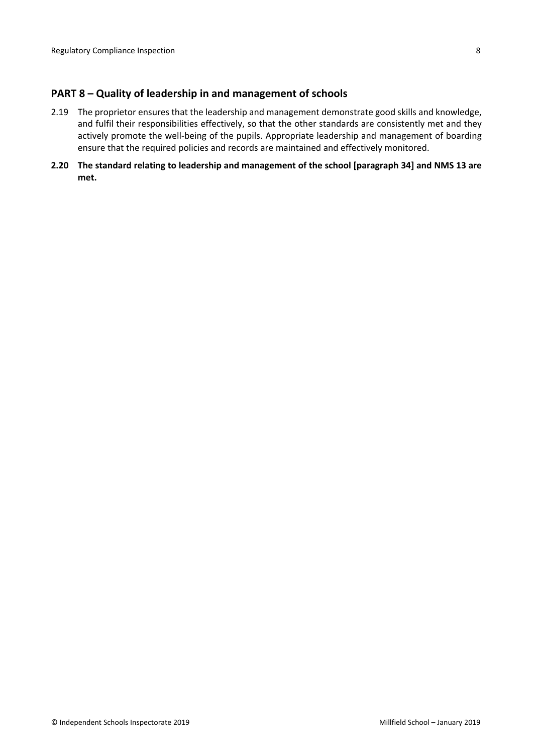## PART 8 – Quality of leadership in and management of schools

2.19 The proprietor ensures that the leadership and management demonstrate good skills and knowledge, and fulfil their responsibilities effectively, so that the other standards are consistently met and they actively promote the well-being of the pupils. Appropriate leadership and management of boarding ensure that the required policies and records are maintained and effectively monitored.

**2.20 The standard relating to leadership and management of the school [paragraph 34] and NMS 13 are met.**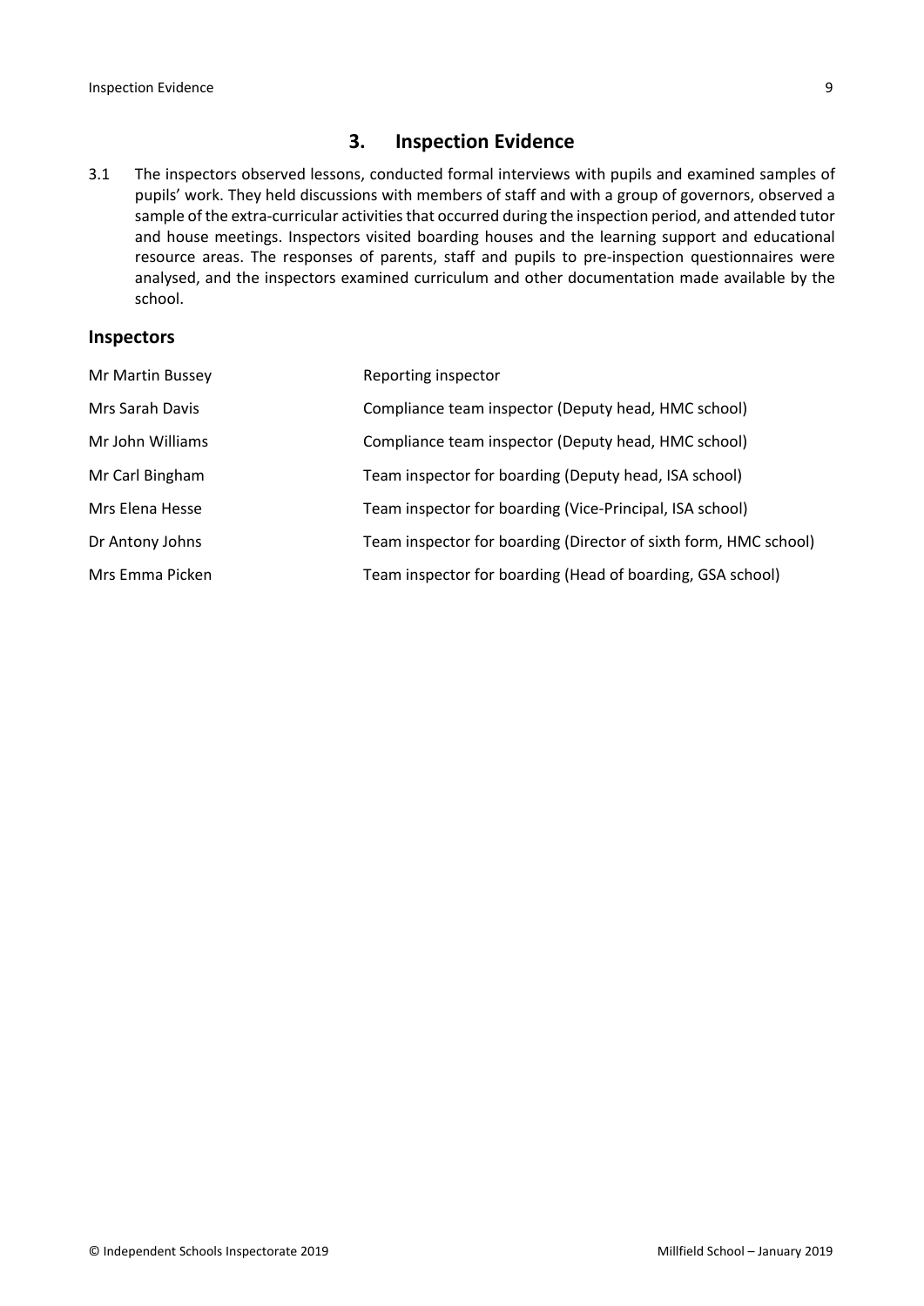## 3. Inspection Evidence

3.1 The inspectors observed lessons, conducted formal interviews with pupils and examined samples of pupils' work. They held discussions with members of staff and with a group of governors, observed a sample of the extra-curricular activities that occurred during the inspection period, and attended tutor and house meetings. Inspectors visited boarding houses and the learning support and educational resource areas. The responses of parents, staff and pupils to pre-inspection questionnaires were analysed, and the inspectors examined curriculum and other documentation made available by the school.

### Inspectors

| | |
|---|---|
| Mr Martin Bussey | Reporting inspector |
| Mrs Sarah Davis | Compliance team inspector (Deputy head, HMC school) |
| Mr John Williams | Compliance team inspector (Deputy head, HMC school) |
| Mr Carl Bingham | Team inspector for boarding (Deputy head, ISA school) |
| Mrs Elena Hesse | Team inspector for boarding (Vice-Principal, ISA school) |
| Dr Antony Johns | Team inspector for boarding (Director of sixth form, HMC school) |
| Mrs Emma Picken | Team inspector for boarding (Head of boarding, GSA school) |